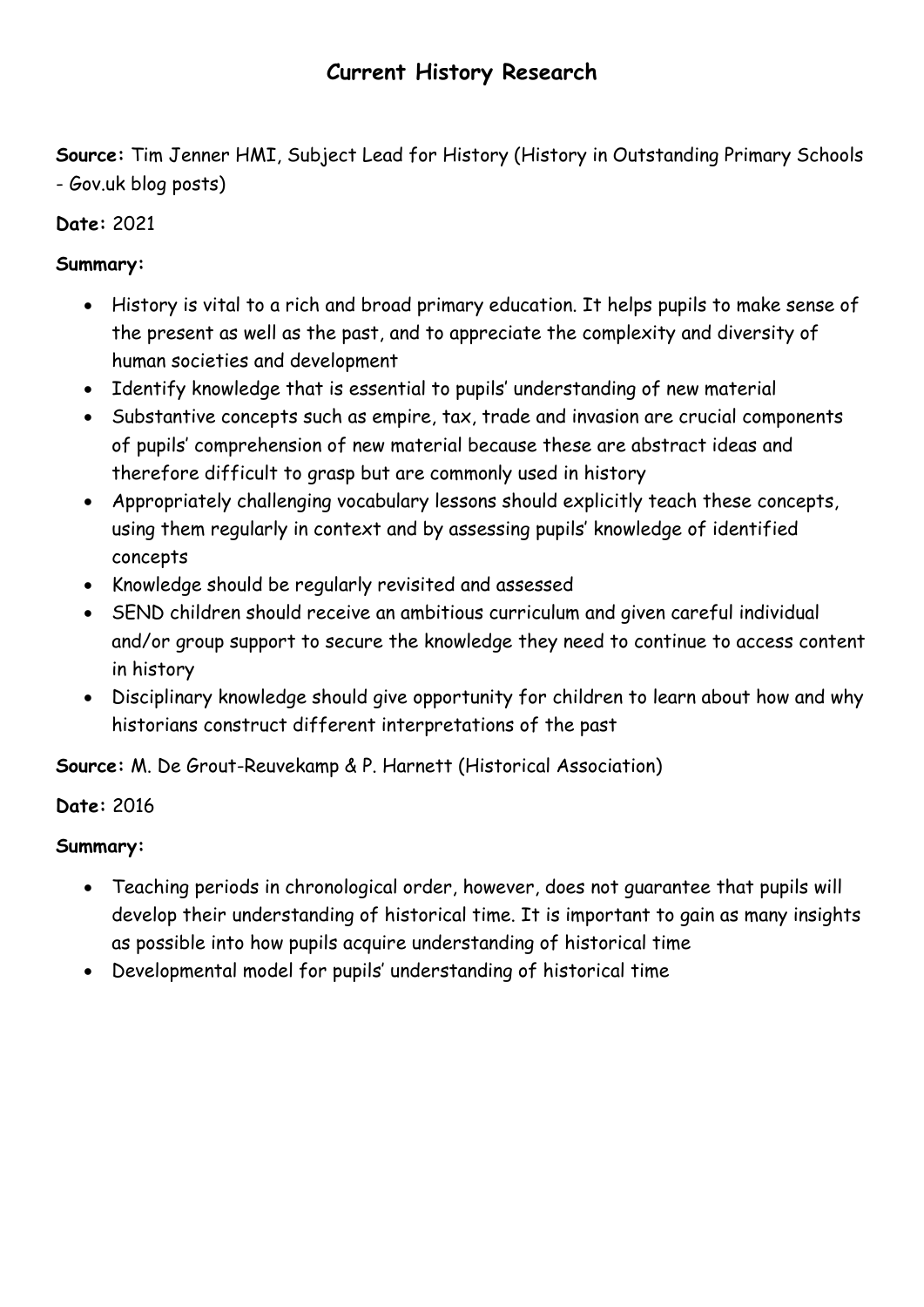# Current History Research

**Source:** Tim Jenner HMI, Subject Lead for History (History in Outstanding Primary Schools - Gov.uk blog posts)

**Date:** 2021

**Summary:**

- History is vital to a rich and broad primary education. It helps pupils to make sense of the present as well as the past, and to appreciate the complexity and diversity of human societies and development
- Identify knowledge that is essential to pupils' understanding of new material
- Substantive concepts such as empire, tax, trade and invasion are crucial components of pupils' comprehension of new material because these are abstract ideas and therefore difficult to grasp but are commonly used in history
- Appropriately challenging vocabulary lessons should explicitly teach these concepts, using them regularly in context and by assessing pupils' knowledge of identified concepts
- Knowledge should be regularly revisited and assessed
- SEND children should receive an ambitious curriculum and given careful individual and/or group support to secure the knowledge they need to continue to access content in history
- Disciplinary knowledge should give opportunity for children to learn about how and why historians construct different interpretations of the past

**Source:** M. De Grout-Reuvekamp & P. Harnett (Historical Association)

**Date:** 2016

**Summary:**

- Teaching periods in chronological order, however, does not guarantee that pupils will develop their understanding of historical time. It is important to gain as many insights as possible into how pupils acquire understanding of historical time
- Developmental model for pupils' understanding of historical time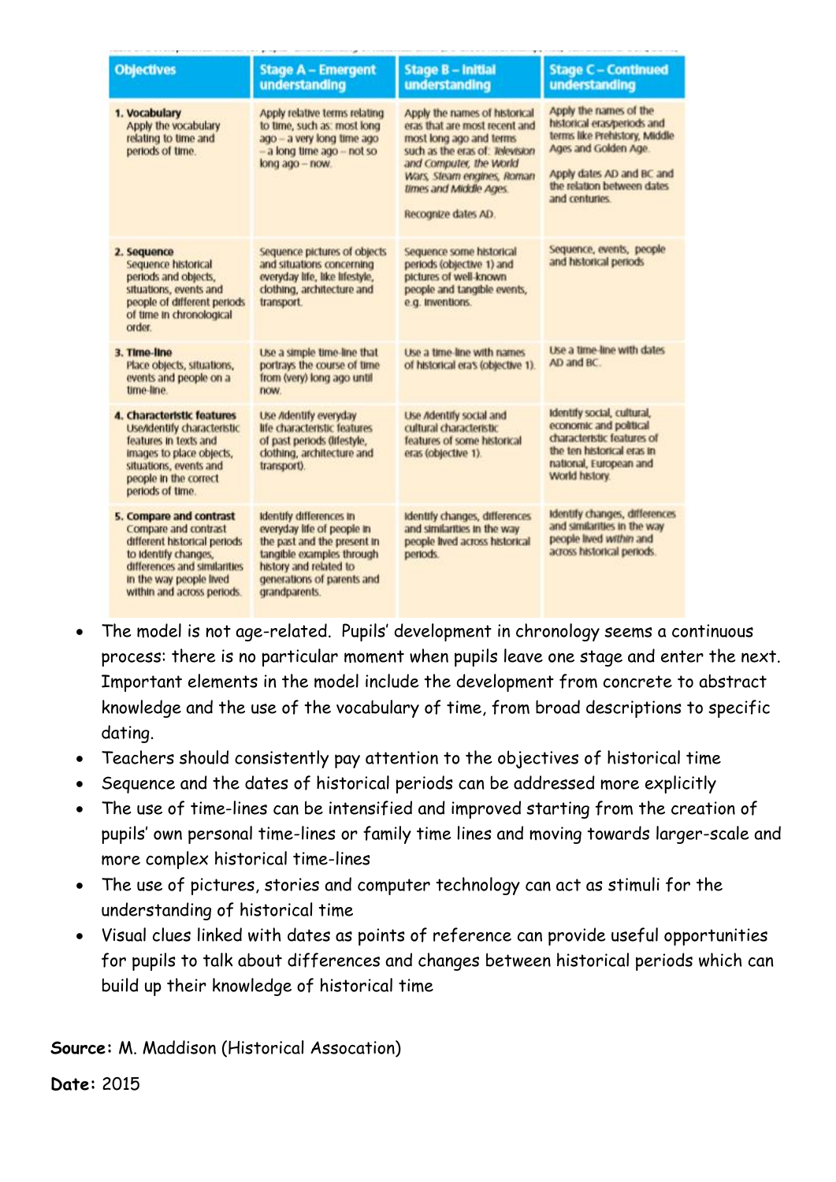| Objectives | Stage A – Emergent understanding | Stage B – Initial understanding | Stage C – Continued understanding |
|---|---|---|---|
| **1. Vocabulary** Apply the vocabulary relating to time and periods of time. | Apply relative terms relating to time, such as: most long ago – a very long time ago – a long time ago – not so long ago – now. | Apply the names of historical eras that are most recent and most long ago and terms such as the eras of: *Television and Computer, the World Wars, Steam engines, Roman times and Middle Ages.* Recognize dates AD. | Apply the names of the historical eras/periods and terms like Prehistory, Middle Ages and Golden Age. Apply dates AD and BC and the relation between dates and centuries. |
| **2. Sequence** Sequence historical periods and objects, situations, events and people of different periods of time in chronological order. | Sequence pictures of objects and situations concerning everyday life, like lifestyle, clothing, architecture and transport. | Sequence some historical periods (objective 1) and pictures of well-known people and tangible events, e.g. inventions. | Sequence, events, people and historical periods |
| **3. Time-line** Place objects, situations, events and people on a time-line. | Use a simple time-line that portrays the course of time from (very) long ago until now. | Use a time-line with names of historical era's (objective 1). | Use a time-line with dates AD and BC. |
| **4. Characteristic features** Use/identify characteristic features in texts and images to place objects, situations, events and people in the correct periods of time. | Use /identify everyday life characteristic features of past periods (lifestyle, clothing, architecture and transport). | Use /identify social and cultural characteristic features of some historical eras (objective 1). | Identify social, cultural, economic and political characteristic features of the ten historical eras in national, European and World history. |
| **5. Compare and contrast** Compare and contrast different historical periods to identify changes, differences and similarities in the way people lived within and across periods. | Identify differences in everyday life of people in the past and the present in tangible examples through history and related to generations of parents and grandparents. | Identify changes, differences and similarities in the way people lived across historical periods. | Identify changes, differences and similarities in the way people lived *within* and across historical periods. |

- The model is not age-related. Pupils' development in chronology seems a continuous process: there is no particular moment when pupils leave one stage and enter the next. Important elements in the model include the development from concrete to abstract knowledge and the use of the vocabulary of time, from broad descriptions to specific dating.
- Teachers should consistently pay attention to the objectives of historical time
- Sequence and the dates of historical periods can be addressed more explicitly
- The use of time-lines can be intensified and improved starting from the creation of pupils' own personal time-lines or family time lines and moving towards larger-scale and more complex historical time-lines
- The use of pictures, stories and computer technology can act as stimuli for the understanding of historical time
- Visual clues linked with dates as points of reference can provide useful opportunities for pupils to talk about differences and changes between historical periods which can build up their knowledge of historical time

**Source:** M. Maddison (Historical Assocation)

**Date:** 2015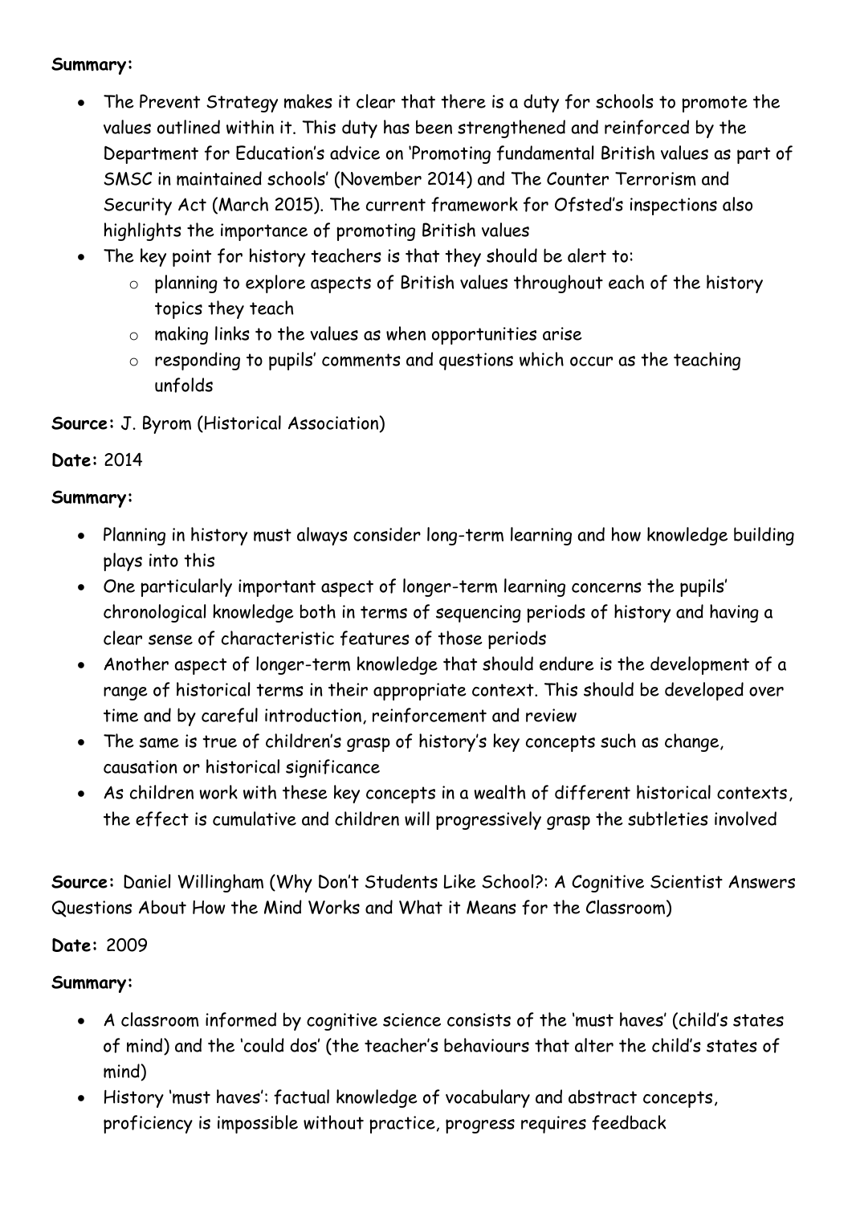**Summary:**

- The Prevent Strategy makes it clear that there is a duty for schools to promote the values outlined within it. This duty has been strengthened and reinforced by the Department for Education's advice on 'Promoting fundamental British values as part of SMSC in maintained schools' (November 2014) and The Counter Terrorism and Security Act (March 2015). The current framework for Ofsted's inspections also highlights the importance of promoting British values
- The key point for history teachers is that they should be alert to:
  - planning to explore aspects of British values throughout each of the history topics they teach
  - making links to the values as when opportunities arise
  - responding to pupils' comments and questions which occur as the teaching unfolds

**Source:** J. Byrom (Historical Association)

**Date:** 2014

**Summary:**

- Planning in history must always consider long-term learning and how knowledge building plays into this
- One particularly important aspect of longer-term learning concerns the pupils' chronological knowledge both in terms of sequencing periods of history and having a clear sense of characteristic features of those periods
- Another aspect of longer-term knowledge that should endure is the development of a range of historical terms in their appropriate context. This should be developed over time and by careful introduction, reinforcement and review
- The same is true of children's grasp of history's key concepts such as change, causation or historical significance
- As children work with these key concepts in a wealth of different historical contexts, the effect is cumulative and children will progressively grasp the subtleties involved

**Source:** Daniel Willingham (Why Don't Students Like School?: A Cognitive Scientist Answers Questions About How the Mind Works and What it Means for the Classroom)

**Date:** 2009

**Summary:**

- A classroom informed by cognitive science consists of the 'must haves' (child's states of mind) and the 'could dos' (the teacher's behaviours that alter the child's states of mind)
- History 'must haves': factual knowledge of vocabulary and abstract concepts, proficiency is impossible without practice, progress requires feedback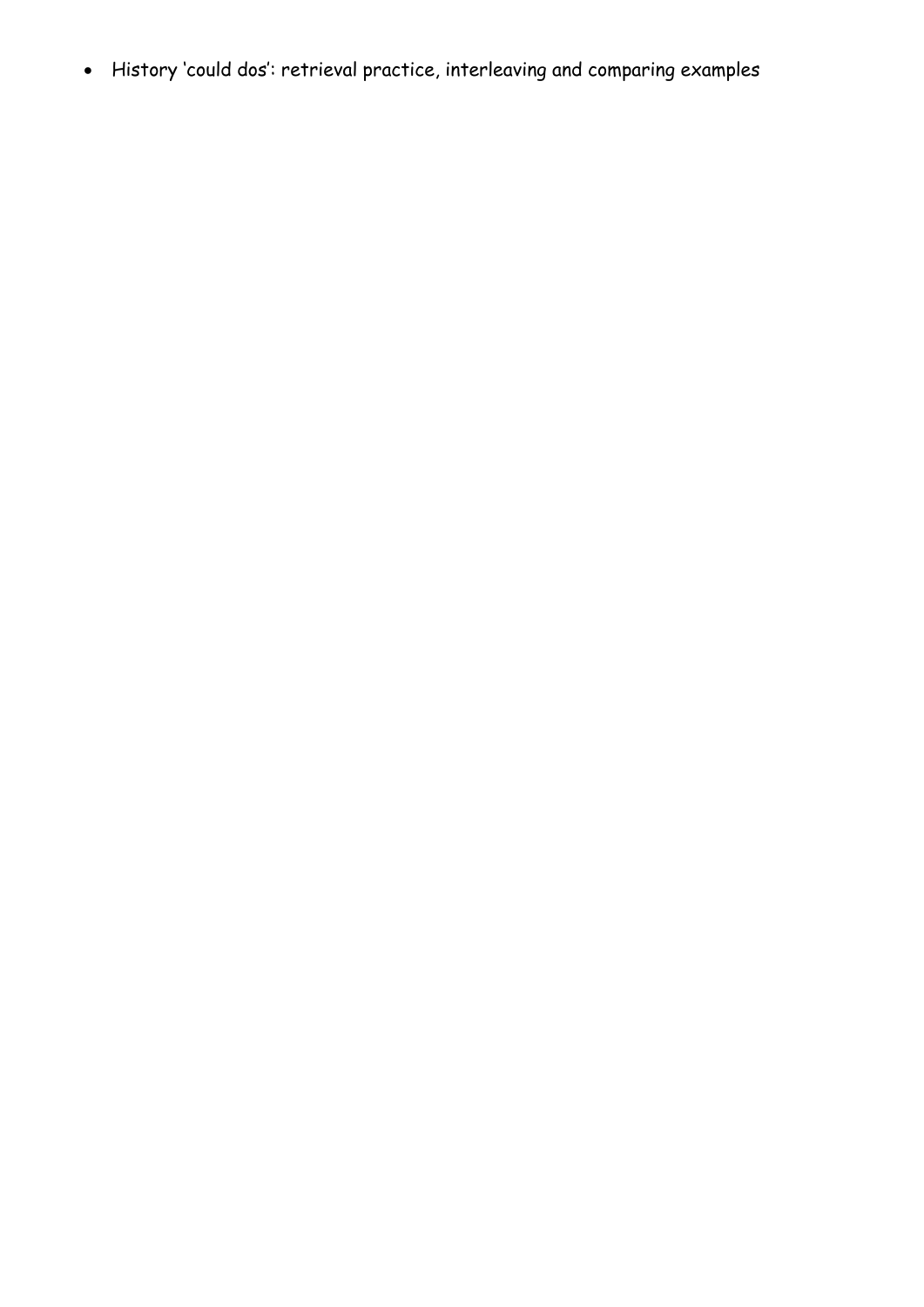- History 'could dos': retrieval practice, interleaving and comparing examples